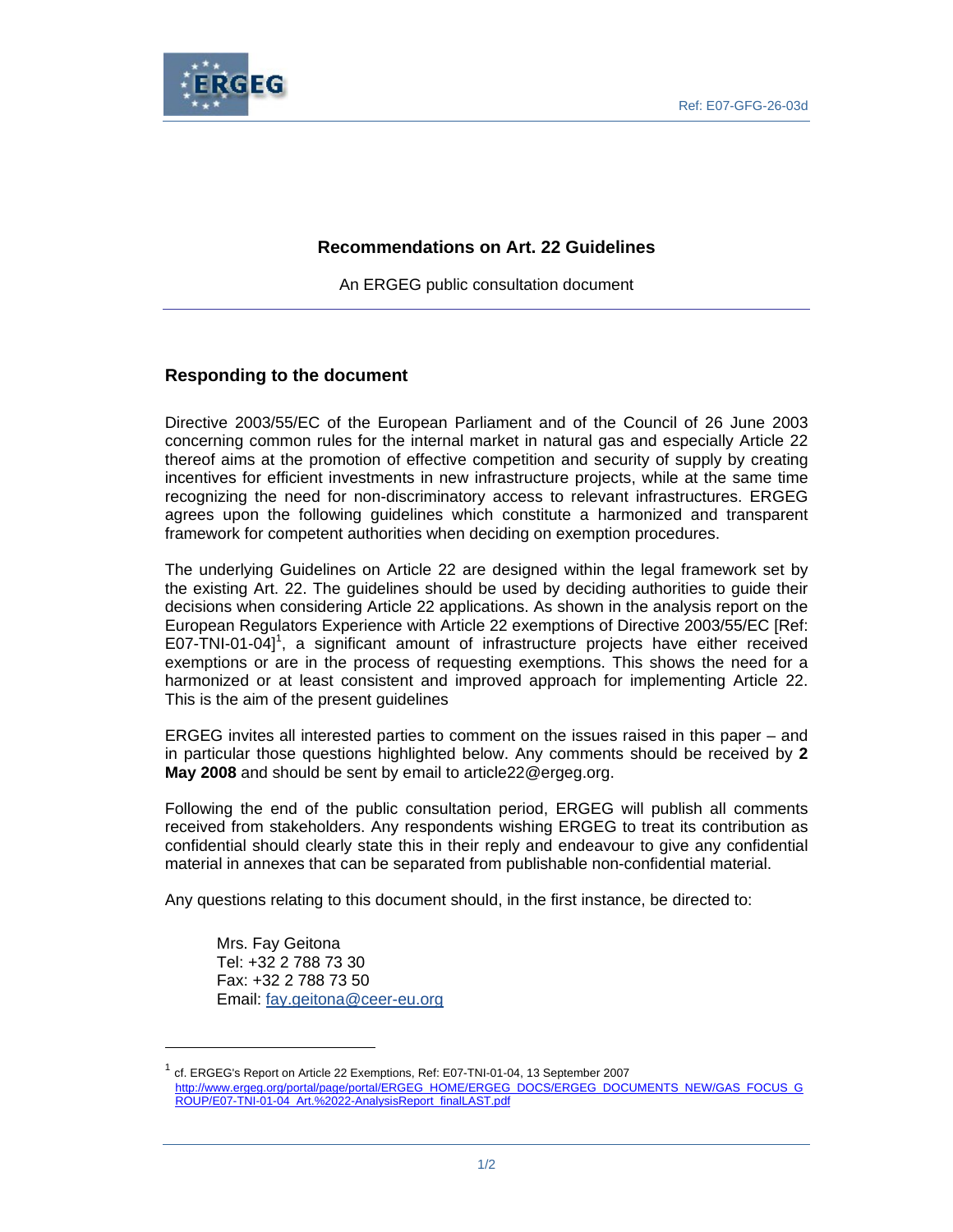Ref: E07-GFG-26-03d

# Recommendations on Art. 22 Guidelines

An ERGEG public consultation document

## Responding to the document

Directive 2003/55/EC of the European Parliament and of the Council of 26 June 2003 concerning common rules for the internal market in natural gas and especially Article 22 thereof aims at the promotion of effective competition and security of supply by creating incentives for efficient investments in new infrastructure projects, while at the same time recognizing the need for non-discriminatory access to relevant infrastructures. ERGEG agrees upon the following guidelines which constitute a harmonized and transparent framework for competent authorities when deciding on exemption procedures.

The underlying Guidelines on Article 22 are designed within the legal framework set by the existing Art. 22. The guidelines should be used by deciding authorities to guide their decisions when considering Article 22 applications. As shown in the analysis report on the European Regulators Experience with Article 22 exemptions of Directive 2003/55/EC [Ref: E07-TNI-01-04][1], a significant amount of infrastructure projects have either received exemptions or are in the process of requesting exemptions. This shows the need for a harmonized or at least consistent and improved approach for implementing Article 22. This is the aim of the present guidelines

ERGEG invites all interested parties to comment on the issues raised in this paper – and in particular those questions highlighted below. Any comments should be received by **2 May 2008** and should be sent by email to article22@ergeg.org.

Following the end of the public consultation period, ERGEG will publish all comments received from stakeholders. Any respondents wishing ERGEG to treat its contribution as confidential should clearly state this in their reply and endeavour to give any confidential material in annexes that can be separated from publishable non-confidential material.

Any questions relating to this document should, in the first instance, be directed to:

> Mrs. Fay Geitona
> Tel: +32 2 788 73 30
> Fax: +32 2 788 73 50
> Email: fay.geitona@ceer-eu.org

---

[1] cf. ERGEG's Report on Article 22 Exemptions, Ref: E07-TNI-01-04, 13 September 2007 http://www.ergeg.org/portal/page/portal/ERGEG_HOME/ERGEG_DOCS/ERGEG_DOCUMENTS_NEW/GAS_FOCUS_GROUP/E07-TNI-01-04_Art.%2022-AnalysisReport_finalLAST.pdf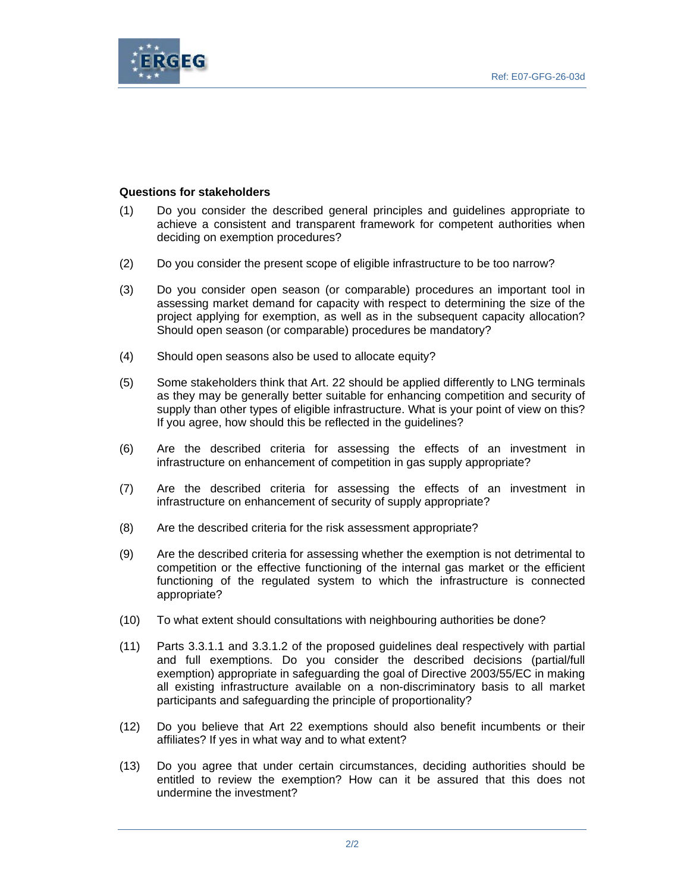**Questions for stakeholders**

(1) Do you consider the described general principles and guidelines appropriate to achieve a consistent and transparent framework for competent authorities when deciding on exemption procedures?

(2) Do you consider the present scope of eligible infrastructure to be too narrow?

(3) Do you consider open season (or comparable) procedures an important tool in assessing market demand for capacity with respect to determining the size of the project applying for exemption, as well as in the subsequent capacity allocation? Should open season (or comparable) procedures be mandatory?

(4) Should open seasons also be used to allocate equity?

(5) Some stakeholders think that Art. 22 should be applied differently to LNG terminals as they may be generally better suitable for enhancing competition and security of supply than other types of eligible infrastructure. What is your point of view on this? If you agree, how should this be reflected in the guidelines?

(6) Are the described criteria for assessing the effects of an investment in infrastructure on enhancement of competition in gas supply appropriate?

(7) Are the described criteria for assessing the effects of an investment in infrastructure on enhancement of security of supply appropriate?

(8) Are the described criteria for the risk assessment appropriate?

(9) Are the described criteria for assessing whether the exemption is not detrimental to competition or the effective functioning of the internal gas market or the efficient functioning of the regulated system to which the infrastructure is connected appropriate?

(10) To what extent should consultations with neighbouring authorities be done?

(11) Parts 3.3.1.1 and 3.3.1.2 of the proposed guidelines deal respectively with partial and full exemptions. Do you consider the described decisions (partial/full exemption) appropriate in safeguarding the goal of Directive 2003/55/EC in making all existing infrastructure available on a non-discriminatory basis to all market participants and safeguarding the principle of proportionality?

(12) Do you believe that Art 22 exemptions should also benefit incumbents or their affiliates? If yes in what way and to what extent?

(13) Do you agree that under certain circumstances, deciding authorities should be entitled to review the exemption? How can it be assured that this does not undermine the investment?